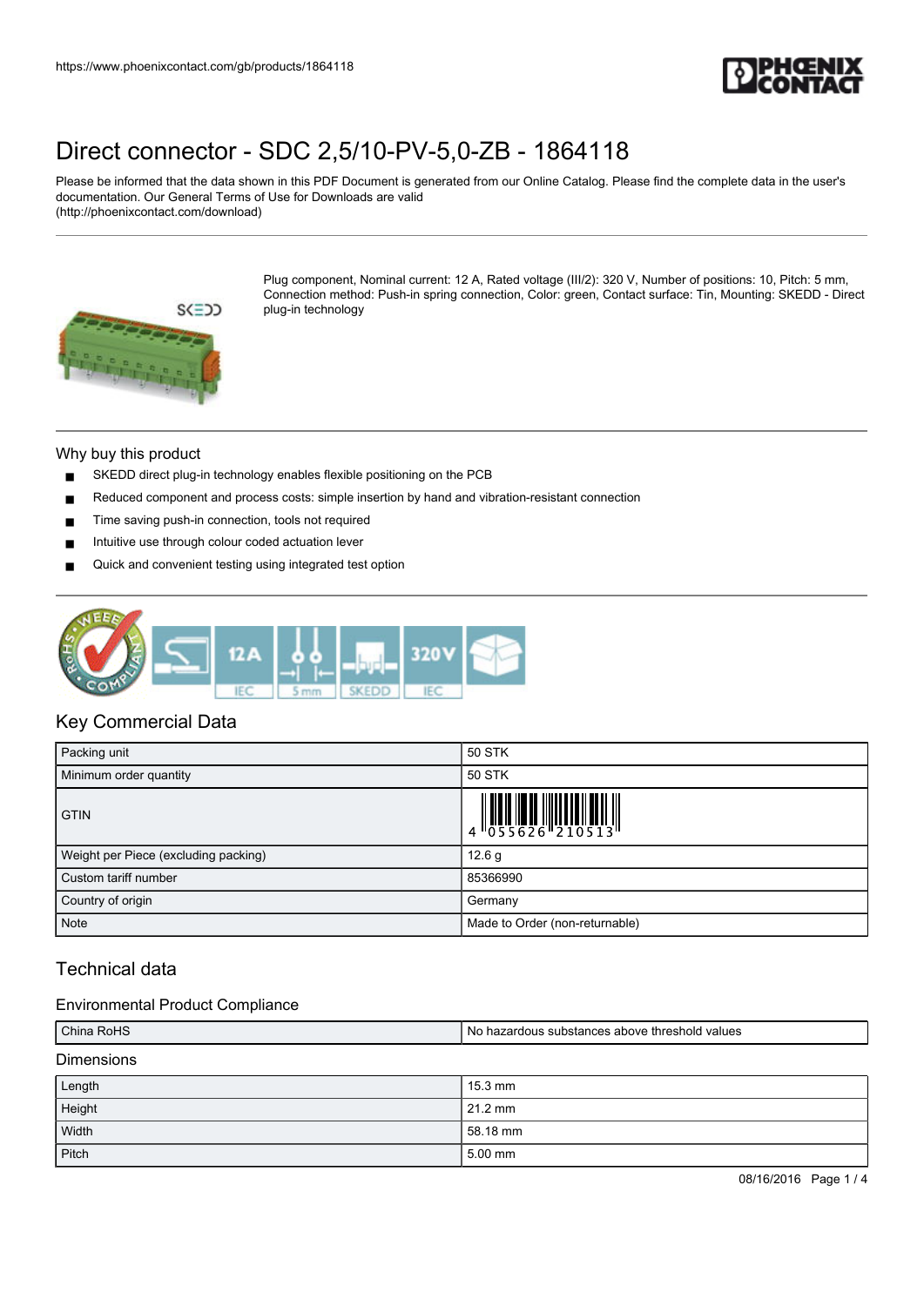# Direct connector - SDC 2,5/10-PV-5,0-ZB - 1864118

Please be informed that the data shown in this PDF Document is generated from our Online Catalog. Please find the complete data in the user's documentation. Our General Terms of Use for Downloads are valid (http://phoenixcontact.com/download)

Plug component, Nominal current: 12 A, Rated voltage (III/2): 320 V, Number of positions: 10, Pitch: 5 mm, Connection method: Push-in spring connection, Color: green, Contact surface: Tin, Mounting: SKEDD - Direct plug-in technology

## Why buy this product

- SKEDD direct plug-in technology enables flexible positioning on the PCB
- Reduced component and process costs: simple insertion by hand and vibration-resistant connection
- Time saving push-in connection, tools not required
- Intuitive use through colour coded actuation lever
- Quick and convenient testing using integrated test option

## Key Commercial Data

| | |
|---|---|
| Packing unit | 50 STK |
| Minimum order quantity | 50 STK |
| GTIN | 4 055626 210513 |
| Weight per Piece (excluding packing) | 12.6 g |
| Custom tariff number | 85366990 |
| Country of origin | Germany |
| Note | Made to Order (non-returnable) |

## Technical data

### Environmental Product Compliance

| | |
|---|---|
| China RoHS | No hazardous substances above threshold values |

### Dimensions

| | |
|---|---|
| Length | 15.3 mm |
| Height | 21.2 mm |
| Width | 58.18 mm |
| Pitch | 5.00 mm |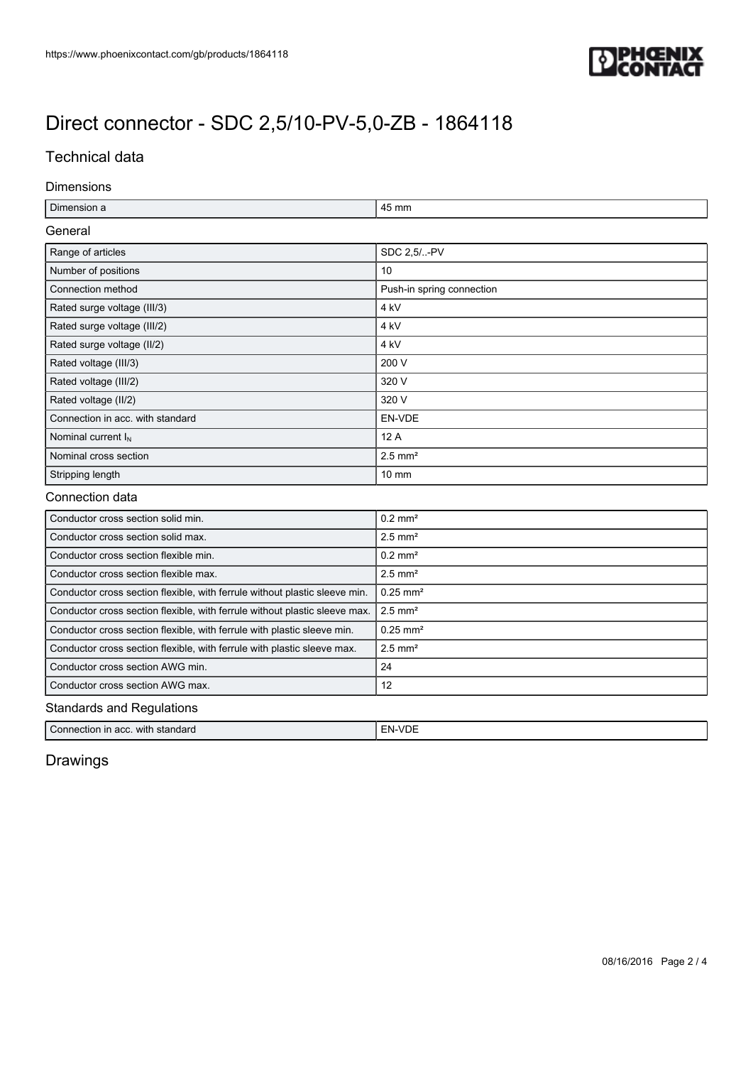# Direct connector - SDC 2,5/10-PV-5,0-ZB - 1864118

## Technical data

### Dimensions

| | |
|---|---|
| Dimension a | 45 mm |

### General

| | |
|---|---|
| Range of articles | SDC 2,5/..-PV |
| Number of positions | 10 |
| Connection method | Push-in spring connection |
| Rated surge voltage (III/3) | 4 kV |
| Rated surge voltage (III/2) | 4 kV |
| Rated surge voltage (II/2) | 4 kV |
| Rated voltage (III/3) | 200 V |
| Rated voltage (III/2) | 320 V |
| Rated voltage (II/2) | 320 V |
| Connection in acc. with standard | EN-VDE |
| Nominal current $I_N$ | 12 A |
| Nominal cross section | 2.5 mm² |
| Stripping length | 10 mm |

### Connection data

| | |
|---|---|
| Conductor cross section solid min. | 0.2 mm² |
| Conductor cross section solid max. | 2.5 mm² |
| Conductor cross section flexible min. | 0.2 mm² |
| Conductor cross section flexible max. | 2.5 mm² |
| Conductor cross section flexible, with ferrule without plastic sleeve min. | 0.25 mm² |
| Conductor cross section flexible, with ferrule without plastic sleeve max. | 2.5 mm² |
| Conductor cross section flexible, with ferrule with plastic sleeve min. | 0.25 mm² |
| Conductor cross section flexible, with ferrule with plastic sleeve max. | 2.5 mm² |
| Conductor cross section AWG min. | 24 |
| Conductor cross section AWG max. | 12 |

### Standards and Regulations

| | |
|---|---|
| Connection in acc. with standard | EN-VDE |

## Drawings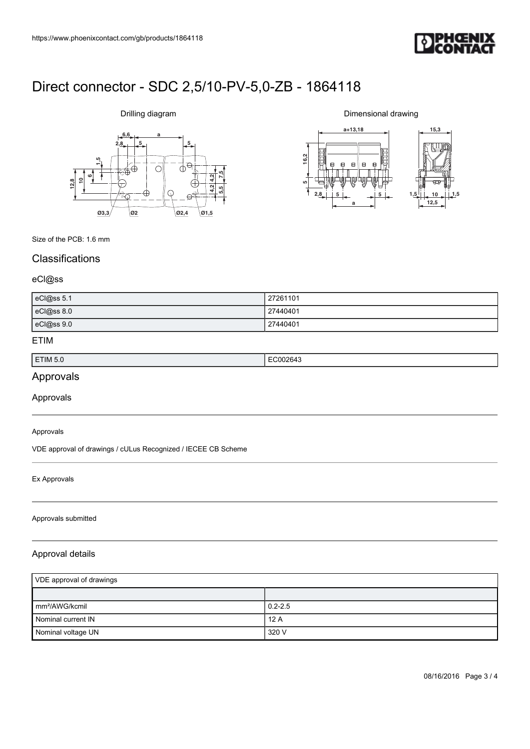# Direct connector - SDC 2,5/10-PV-5,0-ZB - 1864118

Drilling diagram

Dimensional drawing

Size of the PCB: 1.6 mm

## Classifications

### eCl@ss

| eCl@ss 5.1 | 27261101 |
| --- | --- |
| eCl@ss 8.0 | 27440401 |
| eCl@ss 9.0 | 27440401 |

### ETIM

| ETIM 5.0 | EC002643 |
| --- | --- |

## Approvals

### Approvals

Approvals

VDE approval of drawings / cULus Recognized / IECEE CB Scheme

Ex Approvals

Approvals submitted

### Approval details

| VDE approval of drawings | |
| --- | --- |
| | |
| mm²/AWG/kcmil | 0.2-2.5 |
| Nominal current IN | 12 A |
| Nominal voltage UN | 320 V |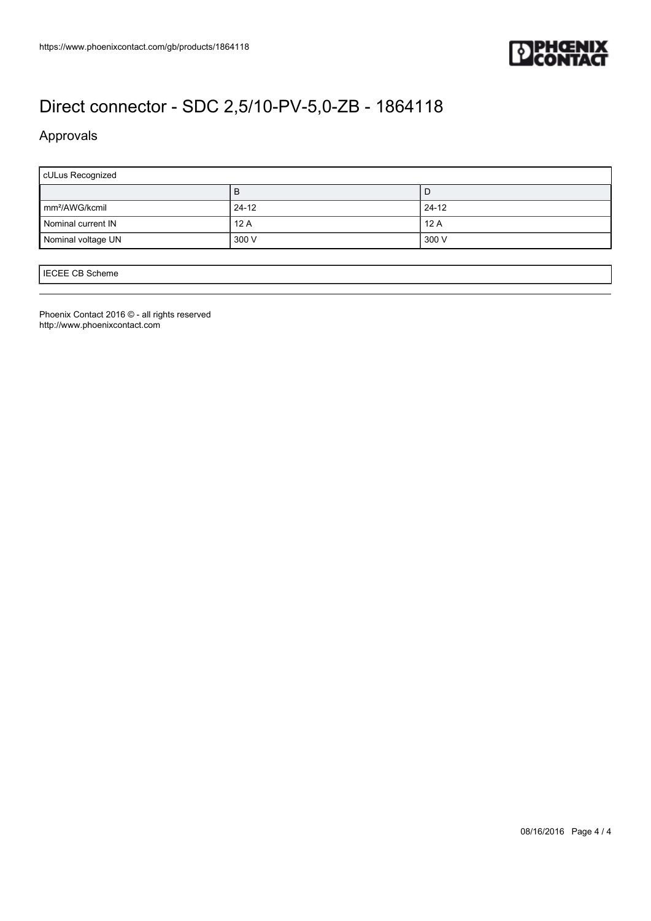# Direct connector - SDC 2,5/10-PV-5,0-ZB - 1864118

## Approvals

| cULus Recognized | | |
|---|---|---|
| | B | D |
| mm²/AWG/kcmil | 24-12 | 24-12 |
| Nominal current IN | 12 A | 12 A |
| Nominal voltage UN | 300 V | 300 V |

| IECEE CB Scheme |
|---|

Phoenix Contact 2016 © - all rights reserved
http://www.phoenixcontact.com